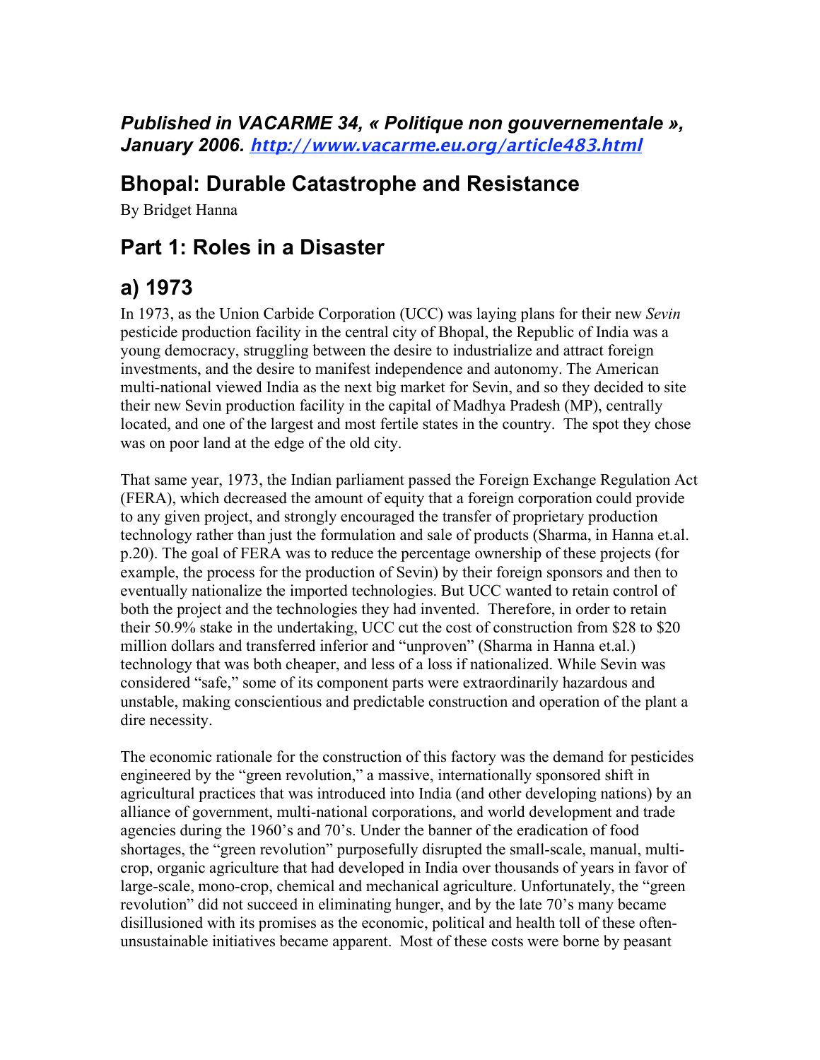***Published in VACARME 34, « Politique non gouvernementale », January 2006. [http://www.vacarme.eu.org/article483.html](http://www.vacarme.eu.org/article483.html)***

# Bhopal: Durable Catastrophe and Resistance

By Bridget Hanna

## Part 1: Roles in a Disaster

## a) 1973

In 1973, as the Union Carbide Corporation (UCC) was laying plans for their new *Sevin* pesticide production facility in the central city of Bhopal, the Republic of India was a young democracy, struggling between the desire to industrialize and attract foreign investments, and the desire to manifest independence and autonomy. The American multi-national viewed India as the next big market for Sevin, and so they decided to site their new Sevin production facility in the capital of Madhya Pradesh (MP), centrally located, and one of the largest and most fertile states in the country. The spot they chose was on poor land at the edge of the old city.

That same year, 1973, the Indian parliament passed the Foreign Exchange Regulation Act (FERA), which decreased the amount of equity that a foreign corporation could provide to any given project, and strongly encouraged the transfer of proprietary production technology rather than just the formulation and sale of products (Sharma, in Hanna et.al. p.20). The goal of FERA was to reduce the percentage ownership of these projects (for example, the process for the production of Sevin) by their foreign sponsors and then to eventually nationalize the imported technologies. But UCC wanted to retain control of both the project and the technologies they had invented. Therefore, in order to retain their 50.9% stake in the undertaking, UCC cut the cost of construction from $28 to $20 million dollars and transferred inferior and "unproven" (Sharma in Hanna et.al.) technology that was both cheaper, and less of a loss if nationalized. While Sevin was considered "safe," some of its component parts were extraordinarily hazardous and unstable, making conscientious and predictable construction and operation of the plant a dire necessity.

The economic rationale for the construction of this factory was the demand for pesticides engineered by the "green revolution," a massive, internationally sponsored shift in agricultural practices that was introduced into India (and other developing nations) by an alliance of government, multi-national corporations, and world development and trade agencies during the 1960's and 70's. Under the banner of the eradication of food shortages, the "green revolution" purposefully disrupted the small-scale, manual, multi-crop, organic agriculture that had developed in India over thousands of years in favor of large-scale, mono-crop, chemical and mechanical agriculture. Unfortunately, the "green revolution" did not succeed in eliminating hunger, and by the late 70's many became disillusioned with its promises as the economic, political and health toll of these often-unsustainable initiatives became apparent. Most of these costs were borne by peasant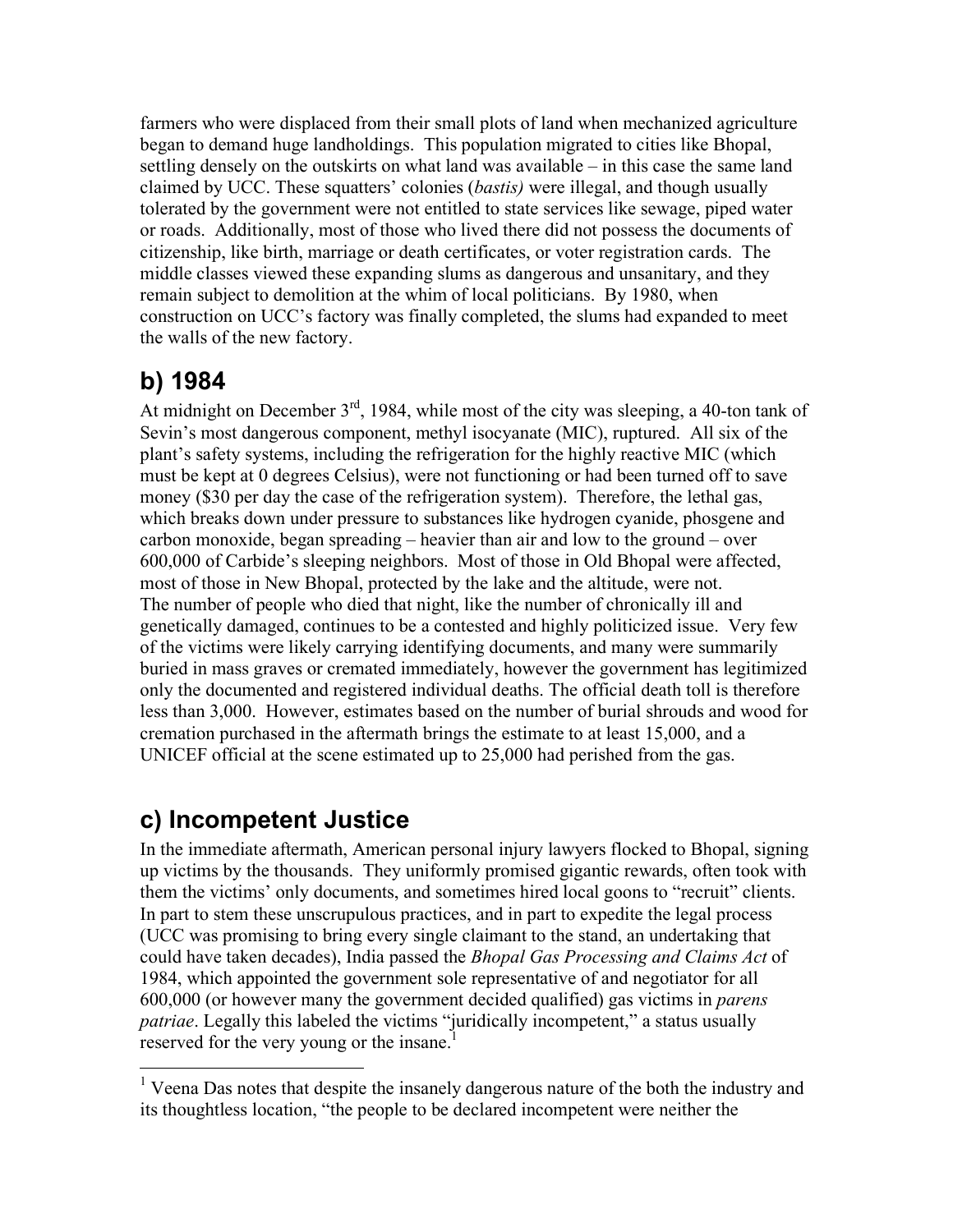farmers who were displaced from their small plots of land when mechanized agriculture began to demand huge landholdings. This population migrated to cities like Bhopal, settling densely on the outskirts on what land was available – in this case the same land claimed by UCC. These squatters' colonies (*bastis)* were illegal, and though usually tolerated by the government were not entitled to state services like sewage, piped water or roads. Additionally, most of those who lived there did not possess the documents of citizenship, like birth, marriage or death certificates, or voter registration cards. The middle classes viewed these expanding slums as dangerous and unsanitary, and they remain subject to demolition at the whim of local politicians. By 1980, when construction on UCC's factory was finally completed, the slums had expanded to meet the walls of the new factory.

## b) 1984

At midnight on December 3rd, 1984, while most of the city was sleeping, a 40-ton tank of Sevin's most dangerous component, methyl isocyanate (MIC), ruptured. All six of the plant's safety systems, including the refrigeration for the highly reactive MIC (which must be kept at 0 degrees Celsius), were not functioning or had been turned off to save money ($30 per day the case of the refrigeration system). Therefore, the lethal gas, which breaks down under pressure to substances like hydrogen cyanide, phosgene and carbon monoxide, began spreading – heavier than air and low to the ground – over 600,000 of Carbide's sleeping neighbors. Most of those in Old Bhopal were affected, most of those in New Bhopal, protected by the lake and the altitude, were not.
The number of people who died that night, like the number of chronically ill and genetically damaged, continues to be a contested and highly politicized issue. Very few of the victims were likely carrying identifying documents, and many were summarily buried in mass graves or cremated immediately, however the government has legitimized only the documented and registered individual deaths. The official death toll is therefore less than 3,000. However, estimates based on the number of burial shrouds and wood for cremation purchased in the aftermath brings the estimate to at least 15,000, and a UNICEF official at the scene estimated up to 25,000 had perished from the gas.

## c) Incompetent Justice

In the immediate aftermath, American personal injury lawyers flocked to Bhopal, signing up victims by the thousands. They uniformly promised gigantic rewards, often took with them the victims' only documents, and sometimes hired local goons to "recruit" clients. In part to stem these unscrupulous practices, and in part to expedite the legal process (UCC was promising to bring every single claimant to the stand, an undertaking that could have taken decades), India passed the *Bhopal Gas Processing and Claims Act* of 1984, which appointed the government sole representative of and negotiator for all 600,000 (or however many the government decided qualified) gas victims in *parens patriae*. Legally this labeled the victims "juridically incompetent," a status usually reserved for the very young or the insane.[1]

[1] Veena Das notes that despite the insanely dangerous nature of the both the industry and its thoughtless location, "the people to be declared incompetent were neither the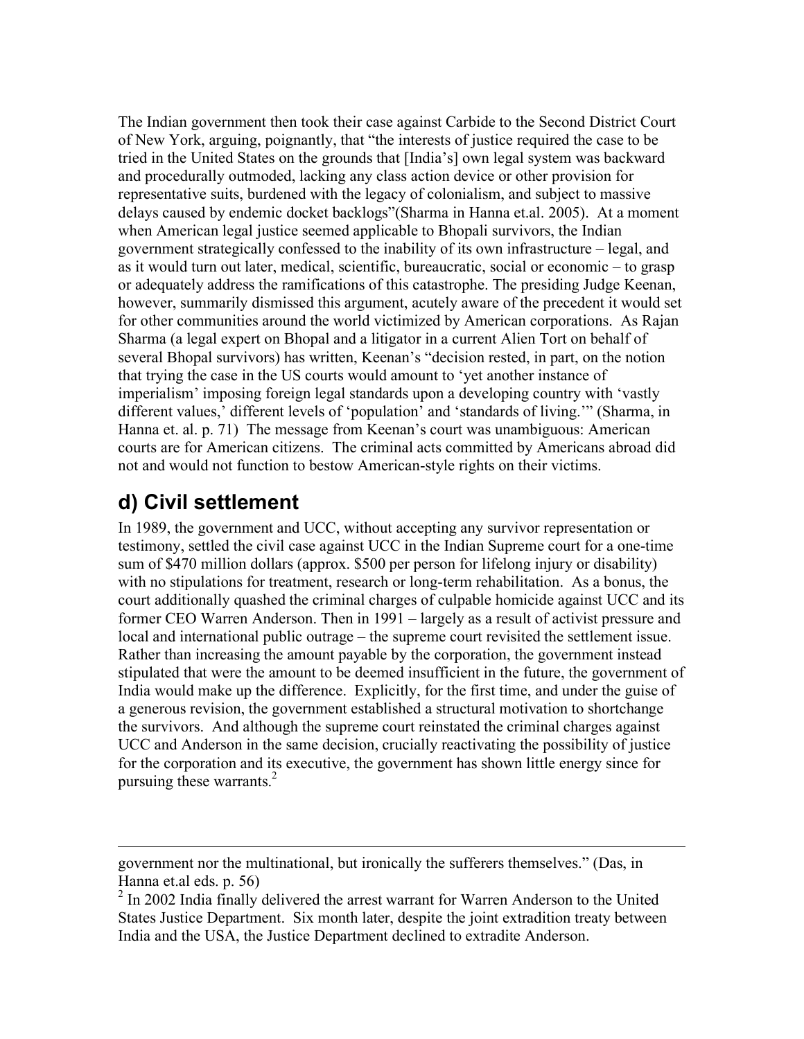The Indian government then took their case against Carbide to the Second District Court of New York, arguing, poignantly, that "the interests of justice required the case to be tried in the United States on the grounds that [India's] own legal system was backward and procedurally outmoded, lacking any class action device or other provision for representative suits, burdened with the legacy of colonialism, and subject to massive delays caused by endemic docket backlogs"(Sharma in Hanna et.al. 2005). At a moment when American legal justice seemed applicable to Bhopali survivors, the Indian government strategically confessed to the inability of its own infrastructure – legal, and as it would turn out later, medical, scientific, bureaucratic, social or economic – to grasp or adequately address the ramifications of this catastrophe. The presiding Judge Keenan, however, summarily dismissed this argument, acutely aware of the precedent it would set for other communities around the world victimized by American corporations. As Rajan Sharma (a legal expert on Bhopal and a litigator in a current Alien Tort on behalf of several Bhopal survivors) has written, Keenan's "decision rested, in part, on the notion that trying the case in the US courts would amount to 'yet another instance of imperialism' imposing foreign legal standards upon a developing country with 'vastly different values,' different levels of 'population' and 'standards of living.'" (Sharma, in Hanna et. al. p. 71) The message from Keenan's court was unambiguous: American courts are for American citizens. The criminal acts committed by Americans abroad did not and would not function to bestow American-style rights on their victims.

## d) Civil settlement

In 1989, the government and UCC, without accepting any survivor representation or testimony, settled the civil case against UCC in the Indian Supreme court for a one-time sum of $470 million dollars (approx. $500 per person for lifelong injury or disability) with no stipulations for treatment, research or long-term rehabilitation. As a bonus, the court additionally quashed the criminal charges of culpable homicide against UCC and its former CEO Warren Anderson. Then in 1991 – largely as a result of activist pressure and local and international public outrage – the supreme court revisited the settlement issue. Rather than increasing the amount payable by the corporation, the government instead stipulated that were the amount to be deemed insufficient in the future, the government of India would make up the difference. Explicitly, for the first time, and under the guise of a generous revision, the government established a structural motivation to shortchange the survivors. And although the supreme court reinstated the criminal charges against UCC and Anderson in the same decision, crucially reactivating the possibility of justice for the corporation and its executive, the government has shown little energy since for pursuing these warrants.[2]

---

government nor the multinational, but ironically the sufferers themselves." (Das, in Hanna et.al eds. p. 56)

[2] In 2002 India finally delivered the arrest warrant for Warren Anderson to the United States Justice Department. Six month later, despite the joint extradition treaty between India and the USA, the Justice Department declined to extradite Anderson.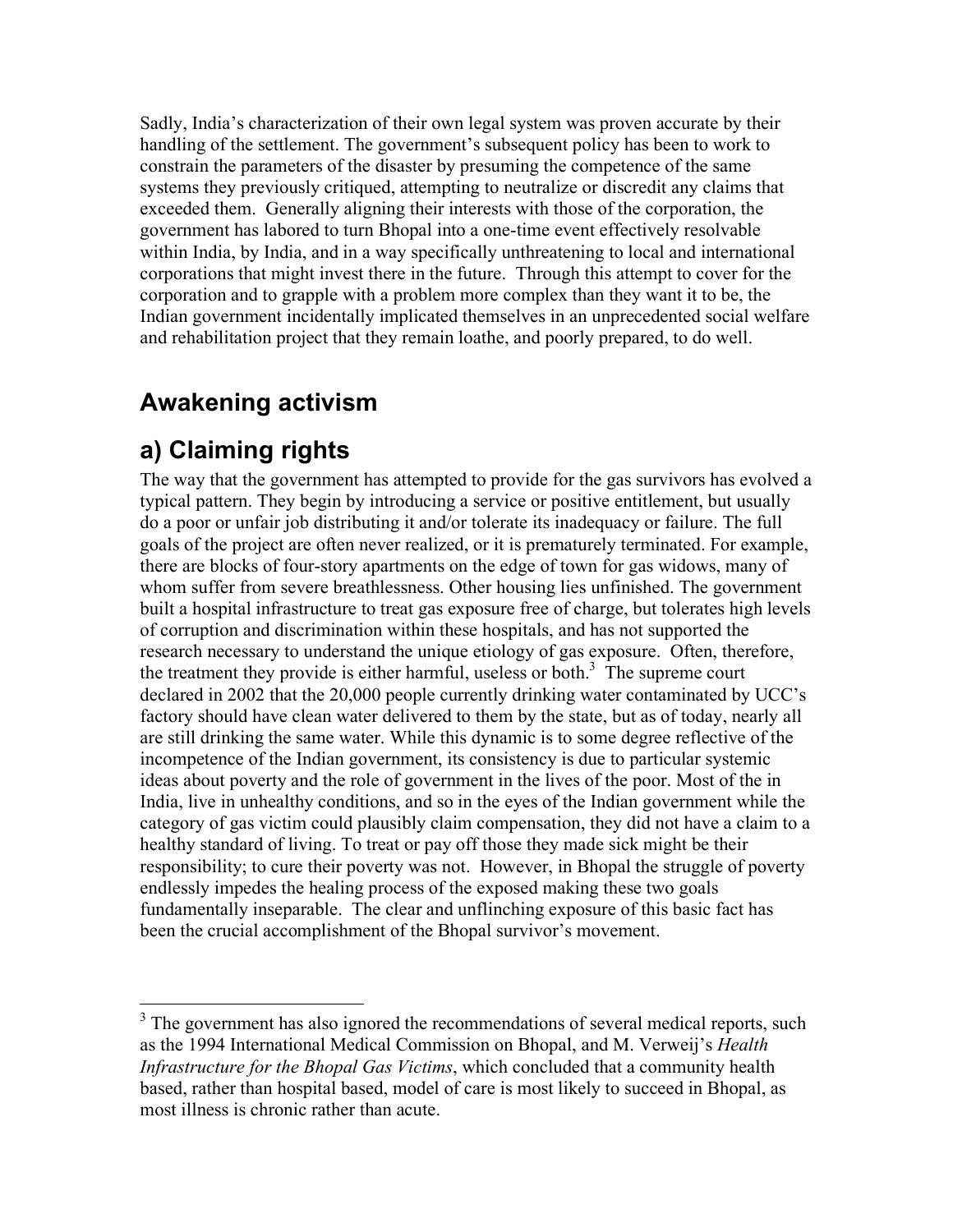Sadly, India's characterization of their own legal system was proven accurate by their handling of the settlement. The government's subsequent policy has been to work to constrain the parameters of the disaster by presuming the competence of the same systems they previously critiqued, attempting to neutralize or discredit any claims that exceeded them. Generally aligning their interests with those of the corporation, the government has labored to turn Bhopal into a one-time event effectively resolvable within India, by India, and in a way specifically unthreatening to local and international corporations that might invest there in the future. Through this attempt to cover for the corporation and to grapple with a problem more complex than they want it to be, the Indian government incidentally implicated themselves in an unprecedented social welfare and rehabilitation project that they remain loathe, and poorly prepared, to do well.

## Awakening activism

## a) Claiming rights

The way that the government has attempted to provide for the gas survivors has evolved a typical pattern. They begin by introducing a service or positive entitlement, but usually do a poor or unfair job distributing it and/or tolerate its inadequacy or failure. The full goals of the project are often never realized, or it is prematurely terminated. For example, there are blocks of four-story apartments on the edge of town for gas widows, many of whom suffer from severe breathlessness. Other housing lies unfinished. The government built a hospital infrastructure to treat gas exposure free of charge, but tolerates high levels of corruption and discrimination within these hospitals, and has not supported the research necessary to understand the unique etiology of gas exposure. Often, therefore, the treatment they provide is either harmful, useless or both.[3] The supreme court declared in 2002 that the 20,000 people currently drinking water contaminated by UCC's factory should have clean water delivered to them by the state, but as of today, nearly all are still drinking the same water. While this dynamic is to some degree reflective of the incompetence of the Indian government, its consistency is due to particular systemic ideas about poverty and the role of government in the lives of the poor. Most of the in India, live in unhealthy conditions, and so in the eyes of the Indian government while the category of gas victim could plausibly claim compensation, they did not have a claim to a healthy standard of living. To treat or pay off those they made sick might be their responsibility; to cure their poverty was not. However, in Bhopal the struggle of poverty endlessly impedes the healing process of the exposed making these two goals fundamentally inseparable. The clear and unflinching exposure of this basic fact has been the crucial accomplishment of the Bhopal survivor's movement.

---

[3] The government has also ignored the recommendations of several medical reports, such as the 1994 International Medical Commission on Bhopal, and M. Verweij's *Health Infrastructure for the Bhopal Gas Victims*, which concluded that a community health based, rather than hospital based, model of care is most likely to succeed in Bhopal, as most illness is chronic rather than acute.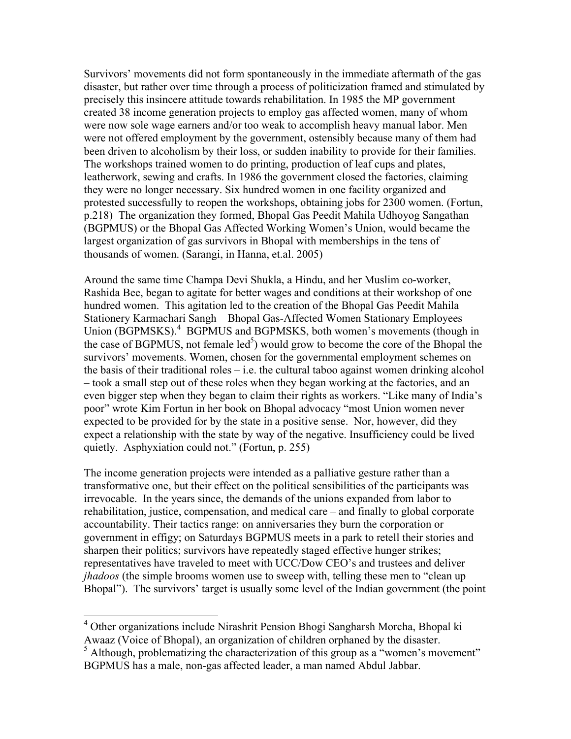Survivors' movements did not form spontaneously in the immediate aftermath of the gas disaster, but rather over time through a process of politicization framed and stimulated by precisely this insincere attitude towards rehabilitation. In 1985 the MP government created 38 income generation projects to employ gas affected women, many of whom were now sole wage earners and/or too weak to accomplish heavy manual labor. Men were not offered employment by the government, ostensibly because many of them had been driven to alcoholism by their loss, or sudden inability to provide for their families. The workshops trained women to do printing, production of leaf cups and plates, leatherwork, sewing and crafts. In 1986 the government closed the factories, claiming they were no longer necessary. Six hundred women in one facility organized and protested successfully to reopen the workshops, obtaining jobs for 2300 women. (Fortun, p.218) The organization they formed, Bhopal Gas Peedit Mahila Udhoyog Sangathan (BGPMUS) or the Bhopal Gas Affected Working Women's Union, would became the largest organization of gas survivors in Bhopal with memberships in the tens of thousands of women. (Sarangi, in Hanna, et.al. 2005)

Around the same time Champa Devi Shukla, a Hindu, and her Muslim co-worker, Rashida Bee, began to agitate for better wages and conditions at their workshop of one hundred women. This agitation led to the creation of the Bhopal Gas Peedit Mahila Stationery Karmachari Sangh – Bhopal Gas-Affected Women Stationary Employees Union (BGPMSKS).[4] BGPMUS and BGPMSKS, both women's movements (though in the case of BGPMUS, not female led[5]) would grow to become the core of the Bhopal the survivors' movements. Women, chosen for the governmental employment schemes on the basis of their traditional roles – i.e. the cultural taboo against women drinking alcohol – took a small step out of these roles when they began working at the factories, and an even bigger step when they began to claim their rights as workers. "Like many of India's poor" wrote Kim Fortun in her book on Bhopal advocacy "most Union women never expected to be provided for by the state in a positive sense. Nor, however, did they expect a relationship with the state by way of the negative. Insufficiency could be lived quietly. Asphyxiation could not." (Fortun, p. 255)

The income generation projects were intended as a palliative gesture rather than a transformative one, but their effect on the political sensibilities of the participants was irrevocable. In the years since, the demands of the unions expanded from labor to rehabilitation, justice, compensation, and medical care – and finally to global corporate accountability. Their tactics range: on anniversaries they burn the corporation or government in effigy; on Saturdays BGPMUS meets in a park to retell their stories and sharpen their politics; survivors have repeatedly staged effective hunger strikes; representatives have traveled to meet with UCC/Dow CEO's and trustees and deliver *jhadoos* (the simple brooms women use to sweep with, telling these men to "clean up Bhopal"). The survivors' target is usually some level of the Indian government (the point

[4] Other organizations include Nirashrit Pension Bhogi Sangharsh Morcha, Bhopal ki Awaaz (Voice of Bhopal), an organization of children orphaned by the disaster.

[5] Although, problematizing the characterization of this group as a "women's movement" BGPMUS has a male, non-gas affected leader, a man named Abdul Jabbar.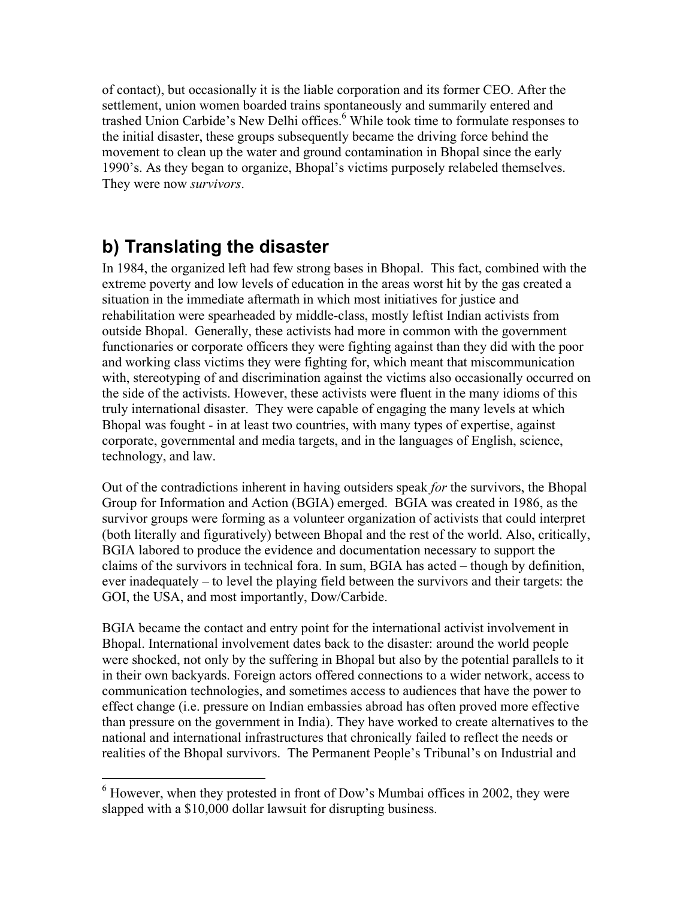of contact), but occasionally it is the liable corporation and its former CEO. After the settlement, union women boarded trains spontaneously and summarily entered and trashed Union Carbide's New Delhi offices.[6] While took time to formulate responses to the initial disaster, these groups subsequently became the driving force behind the movement to clean up the water and ground contamination in Bhopal since the early 1990's. As they began to organize, Bhopal's victims purposely relabeled themselves. They were now *survivors*.

## b) Translating the disaster

In 1984, the organized left had few strong bases in Bhopal. This fact, combined with the extreme poverty and low levels of education in the areas worst hit by the gas created a situation in the immediate aftermath in which most initiatives for justice and rehabilitation were spearheaded by middle-class, mostly leftist Indian activists from outside Bhopal. Generally, these activists had more in common with the government functionaries or corporate officers they were fighting against than they did with the poor and working class victims they were fighting for, which meant that miscommunication with, stereotyping of and discrimination against the victims also occasionally occurred on the side of the activists. However, these activists were fluent in the many idioms of this truly international disaster. They were capable of engaging the many levels at which Bhopal was fought - in at least two countries, with many types of expertise, against corporate, governmental and media targets, and in the languages of English, science, technology, and law.

Out of the contradictions inherent in having outsiders speak *for* the survivors, the Bhopal Group for Information and Action (BGIA) emerged. BGIA was created in 1986, as the survivor groups were forming as a volunteer organization of activists that could interpret (both literally and figuratively) between Bhopal and the rest of the world. Also, critically, BGIA labored to produce the evidence and documentation necessary to support the claims of the survivors in technical fora. In sum, BGIA has acted – though by definition, ever inadequately – to level the playing field between the survivors and their targets: the GOI, the USA, and most importantly, Dow/Carbide.

BGIA became the contact and entry point for the international activist involvement in Bhopal. International involvement dates back to the disaster: around the world people were shocked, not only by the suffering in Bhopal but also by the potential parallels to it in their own backyards. Foreign actors offered connections to a wider network, access to communication technologies, and sometimes access to audiences that have the power to effect change (i.e. pressure on Indian embassies abroad has often proved more effective than pressure on the government in India). They have worked to create alternatives to the national and international infrastructures that chronically failed to reflect the needs or realities of the Bhopal survivors. The Permanent People's Tribunal's on Industrial and

---

[6] However, when they protested in front of Dow's Mumbai offices in 2002, they were slapped with a $10,000 dollar lawsuit for disrupting business.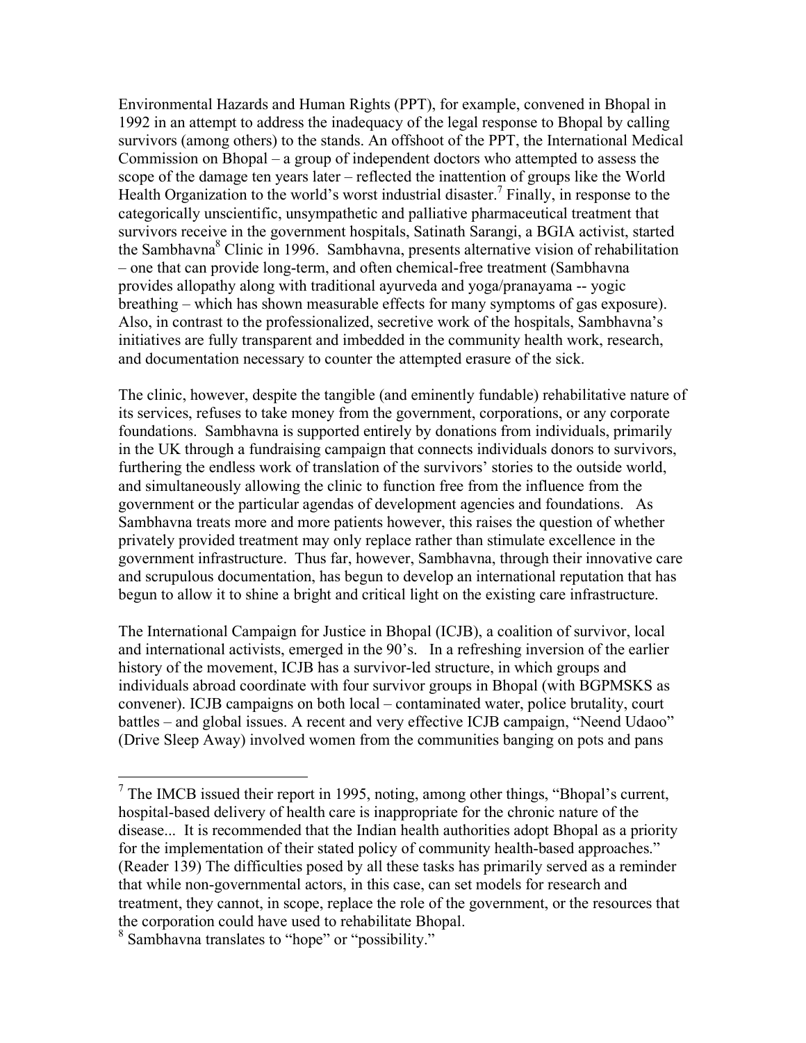Environmental Hazards and Human Rights (PPT), for example, convened in Bhopal in 1992 in an attempt to address the inadequacy of the legal response to Bhopal by calling survivors (among others) to the stands. An offshoot of the PPT, the International Medical Commission on Bhopal – a group of independent doctors who attempted to assess the scope of the damage ten years later – reflected the inattention of groups like the World Health Organization to the world's worst industrial disaster.[7] Finally, in response to the categorically unscientific, unsympathetic and palliative pharmaceutical treatment that survivors receive in the government hospitals, Satinath Sarangi, a BGIA activist, started the Sambhavna[8] Clinic in 1996. Sambhavna, presents alternative vision of rehabilitation – one that can provide long-term, and often chemical-free treatment (Sambhavna provides allopathy along with traditional ayurveda and yoga/pranayama -- yogic breathing – which has shown measurable effects for many symptoms of gas exposure). Also, in contrast to the professionalized, secretive work of the hospitals, Sambhavna's initiatives are fully transparent and imbedded in the community health work, research, and documentation necessary to counter the attempted erasure of the sick.

The clinic, however, despite the tangible (and eminently fundable) rehabilitative nature of its services, refuses to take money from the government, corporations, or any corporate foundations. Sambhavna is supported entirely by donations from individuals, primarily in the UK through a fundraising campaign that connects individuals donors to survivors, furthering the endless work of translation of the survivors' stories to the outside world, and simultaneously allowing the clinic to function free from the influence from the government or the particular agendas of development agencies and foundations. As Sambhavna treats more and more patients however, this raises the question of whether privately provided treatment may only replace rather than stimulate excellence in the government infrastructure. Thus far, however, Sambhavna, through their innovative care and scrupulous documentation, has begun to develop an international reputation that has begun to allow it to shine a bright and critical light on the existing care infrastructure.

The International Campaign for Justice in Bhopal (ICJB), a coalition of survivor, local and international activists, emerged in the 90's. In a refreshing inversion of the earlier history of the movement, ICJB has a survivor-led structure, in which groups and individuals abroad coordinate with four survivor groups in Bhopal (with BGPMSKS as convener). ICJB campaigns on both local – contaminated water, police brutality, court battles – and global issues. A recent and very effective ICJB campaign, "Neend Udaoo" (Drive Sleep Away) involved women from the communities banging on pots and pans

[7] The IMCB issued their report in 1995, noting, among other things, "Bhopal's current, hospital-based delivery of health care is inappropriate for the chronic nature of the disease... It is recommended that the Indian health authorities adopt Bhopal as a priority for the implementation of their stated policy of community health-based approaches." (Reader 139) The difficulties posed by all these tasks has primarily served as a reminder that while non-governmental actors, in this case, can set models for research and treatment, they cannot, in scope, replace the role of the government, or the resources that the corporation could have used to rehabilitate Bhopal.

[8] Sambhavna translates to "hope" or "possibility."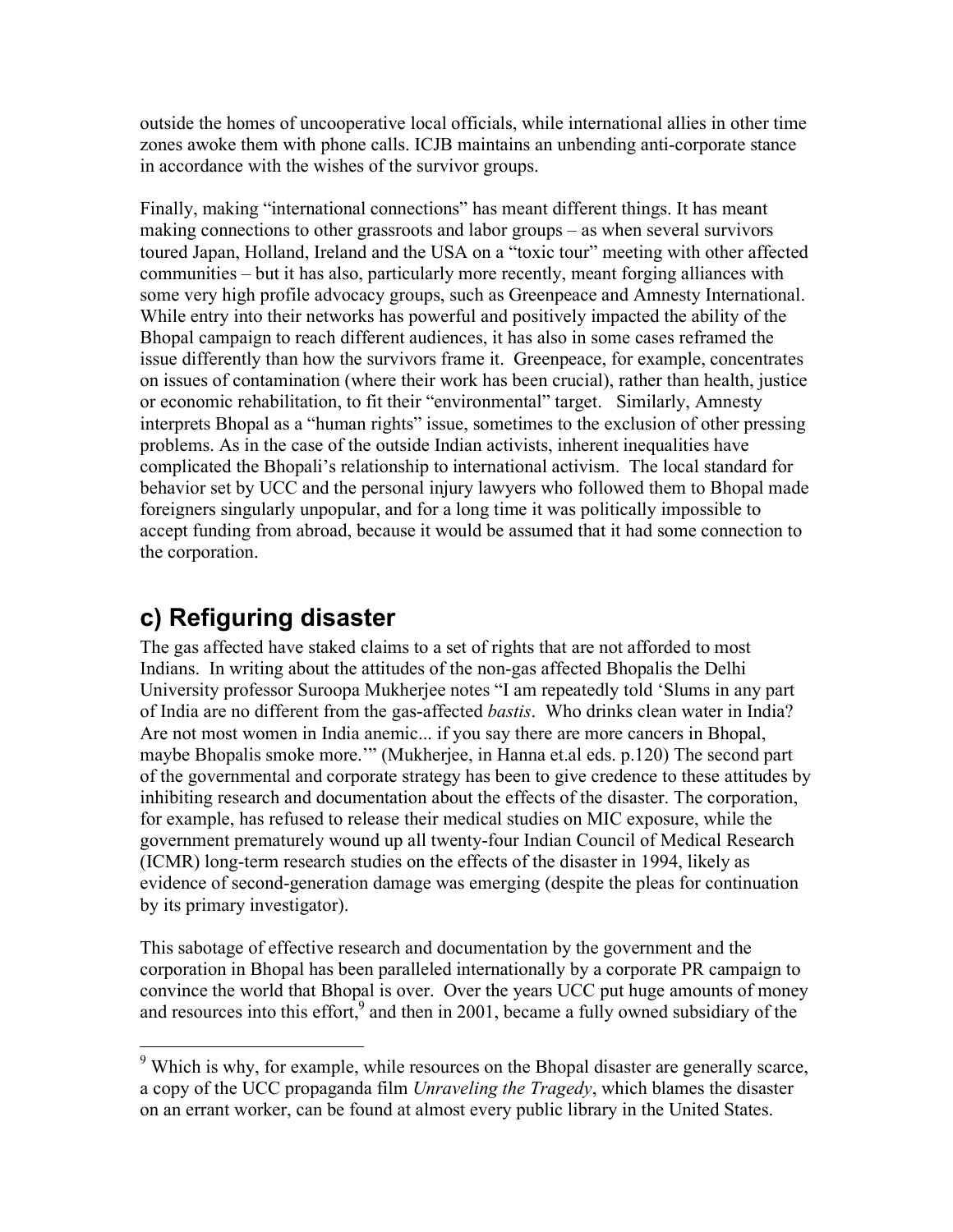outside the homes of uncooperative local officials, while international allies in other time zones awoke them with phone calls. ICJB maintains an unbending anti-corporate stance in accordance with the wishes of the survivor groups.

Finally, making "international connections" has meant different things. It has meant making connections to other grassroots and labor groups – as when several survivors toured Japan, Holland, Ireland and the USA on a "toxic tour" meeting with other affected communities – but it has also, particularly more recently, meant forging alliances with some very high profile advocacy groups, such as Greenpeace and Amnesty International. While entry into their networks has powerful and positively impacted the ability of the Bhopal campaign to reach different audiences, it has also in some cases reframed the issue differently than how the survivors frame it. Greenpeace, for example, concentrates on issues of contamination (where their work has been crucial), rather than health, justice or economic rehabilitation, to fit their "environmental" target. Similarly, Amnesty interprets Bhopal as a "human rights" issue, sometimes to the exclusion of other pressing problems. As in the case of the outside Indian activists, inherent inequalities have complicated the Bhopali's relationship to international activism. The local standard for behavior set by UCC and the personal injury lawyers who followed them to Bhopal made foreigners singularly unpopular, and for a long time it was politically impossible to accept funding from abroad, because it would be assumed that it had some connection to the corporation.

## c) Refiguring disaster

The gas affected have staked claims to a set of rights that are not afforded to most Indians. In writing about the attitudes of the non-gas affected Bhopalis the Delhi University professor Suroopa Mukherjee notes "I am repeatedly told 'Slums in any part of India are no different from the gas-affected *bastis*. Who drinks clean water in India? Are not most women in India anemic... if you say there are more cancers in Bhopal, maybe Bhopalis smoke more.'" (Mukherjee, in Hanna et.al eds. p.120) The second part of the governmental and corporate strategy has been to give credence to these attitudes by inhibiting research and documentation about the effects of the disaster. The corporation, for example, has refused to release their medical studies on MIC exposure, while the government prematurely wound up all twenty-four Indian Council of Medical Research (ICMR) long-term research studies on the effects of the disaster in 1994, likely as evidence of second-generation damage was emerging (despite the pleas for continuation by its primary investigator).

This sabotage of effective research and documentation by the government and the corporation in Bhopal has been paralleled internationally by a corporate PR campaign to convince the world that Bhopal is over. Over the years UCC put huge amounts of money and resources into this effort,[9] and then in 2001, became a fully owned subsidiary of the

[9] Which is why, for example, while resources on the Bhopal disaster are generally scarce, a copy of the UCC propaganda film *Unraveling the Tragedy*, which blames the disaster on an errant worker, can be found at almost every public library in the United States.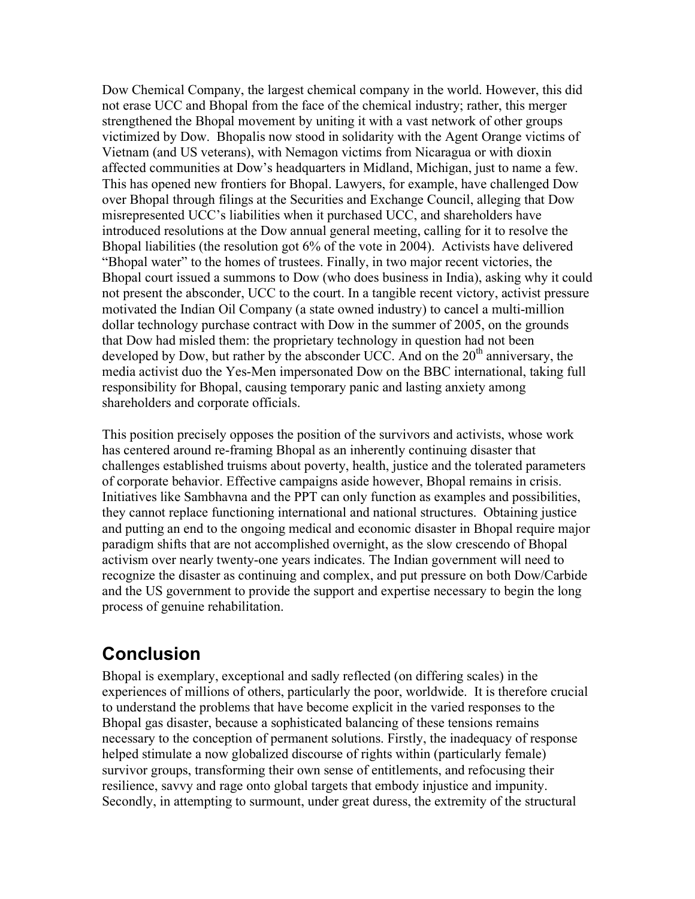Dow Chemical Company, the largest chemical company in the world. However, this did not erase UCC and Bhopal from the face of the chemical industry; rather, this merger strengthened the Bhopal movement by uniting it with a vast network of other groups victimized by Dow. Bhopalis now stood in solidarity with the Agent Orange victims of Vietnam (and US veterans), with Nemagon victims from Nicaragua or with dioxin affected communities at Dow's headquarters in Midland, Michigan, just to name a few. This has opened new frontiers for Bhopal. Lawyers, for example, have challenged Dow over Bhopal through filings at the Securities and Exchange Council, alleging that Dow misrepresented UCC's liabilities when it purchased UCC, and shareholders have introduced resolutions at the Dow annual general meeting, calling for it to resolve the Bhopal liabilities (the resolution got 6% of the vote in 2004). Activists have delivered "Bhopal water" to the homes of trustees. Finally, in two major recent victories, the Bhopal court issued a summons to Dow (who does business in India), asking why it could not present the absconder, UCC to the court. In a tangible recent victory, activist pressure motivated the Indian Oil Company (a state owned industry) to cancel a multi-million dollar technology purchase contract with Dow in the summer of 2005, on the grounds that Dow had misled them: the proprietary technology in question had not been developed by Dow, but rather by the absconder UCC. And on the 20th anniversary, the media activist duo the Yes-Men impersonated Dow on the BBC international, taking full responsibility for Bhopal, causing temporary panic and lasting anxiety among shareholders and corporate officials.

This position precisely opposes the position of the survivors and activists, whose work has centered around re-framing Bhopal as an inherently continuing disaster that challenges established truisms about poverty, health, justice and the tolerated parameters of corporate behavior. Effective campaigns aside however, Bhopal remains in crisis. Initiatives like Sambhavna and the PPT can only function as examples and possibilities, they cannot replace functioning international and national structures. Obtaining justice and putting an end to the ongoing medical and economic disaster in Bhopal require major paradigm shifts that are not accomplished overnight, as the slow crescendo of Bhopal activism over nearly twenty-one years indicates. The Indian government will need to recognize the disaster as continuing and complex, and put pressure on both Dow/Carbide and the US government to provide the support and expertise necessary to begin the long process of genuine rehabilitation.

## Conclusion

Bhopal is exemplary, exceptional and sadly reflected (on differing scales) in the experiences of millions of others, particularly the poor, worldwide. It is therefore crucial to understand the problems that have become explicit in the varied responses to the Bhopal gas disaster, because a sophisticated balancing of these tensions remains necessary to the conception of permanent solutions. Firstly, the inadequacy of response helped stimulate a now globalized discourse of rights within (particularly female) survivor groups, transforming their own sense of entitlements, and refocusing their resilience, savvy and rage onto global targets that embody injustice and impunity. Secondly, in attempting to surmount, under great duress, the extremity of the structural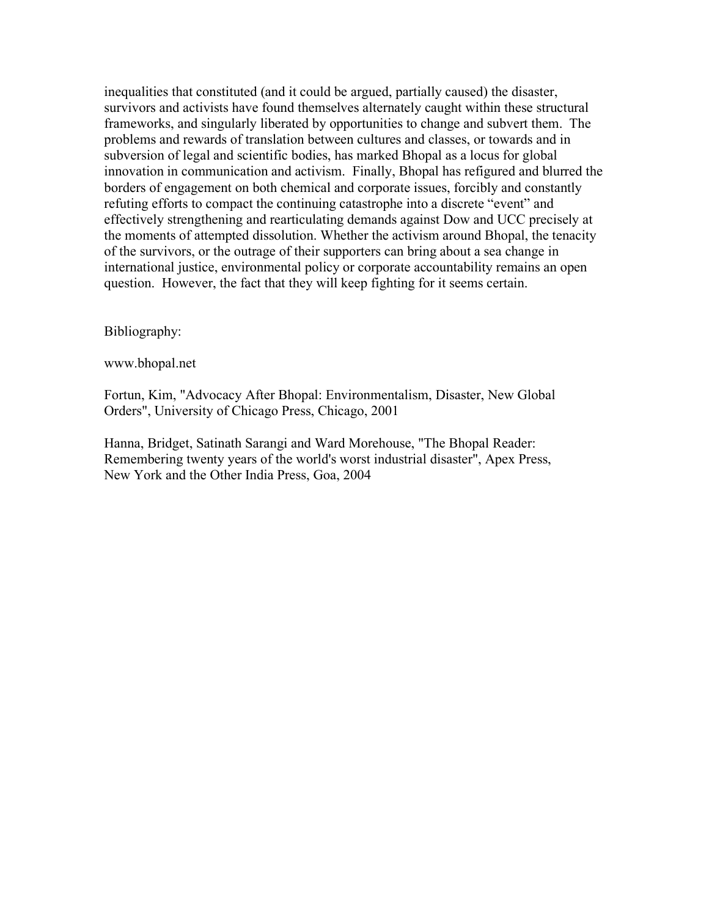inequalities that constituted (and it could be argued, partially caused) the disaster, survivors and activists have found themselves alternately caught within these structural frameworks, and singularly liberated by opportunities to change and subvert them. The problems and rewards of translation between cultures and classes, or towards and in subversion of legal and scientific bodies, has marked Bhopal as a locus for global innovation in communication and activism. Finally, Bhopal has refigured and blurred the borders of engagement on both chemical and corporate issues, forcibly and constantly refuting efforts to compact the continuing catastrophe into a discrete "event" and effectively strengthening and rearticulating demands against Dow and UCC precisely at the moments of attempted dissolution. Whether the activism around Bhopal, the tenacity of the survivors, or the outrage of their supporters can bring about a sea change in international justice, environmental policy or corporate accountability remains an open question. However, the fact that they will keep fighting for it seems certain.

Bibliography:

www.bhopal.net

Fortun, Kim, "Advocacy After Bhopal: Environmentalism, Disaster, New Global Orders", University of Chicago Press, Chicago, 2001

Hanna, Bridget, Satinath Sarangi and Ward Morehouse, "The Bhopal Reader: Remembering twenty years of the world's worst industrial disaster", Apex Press, New York and the Other India Press, Goa, 2004